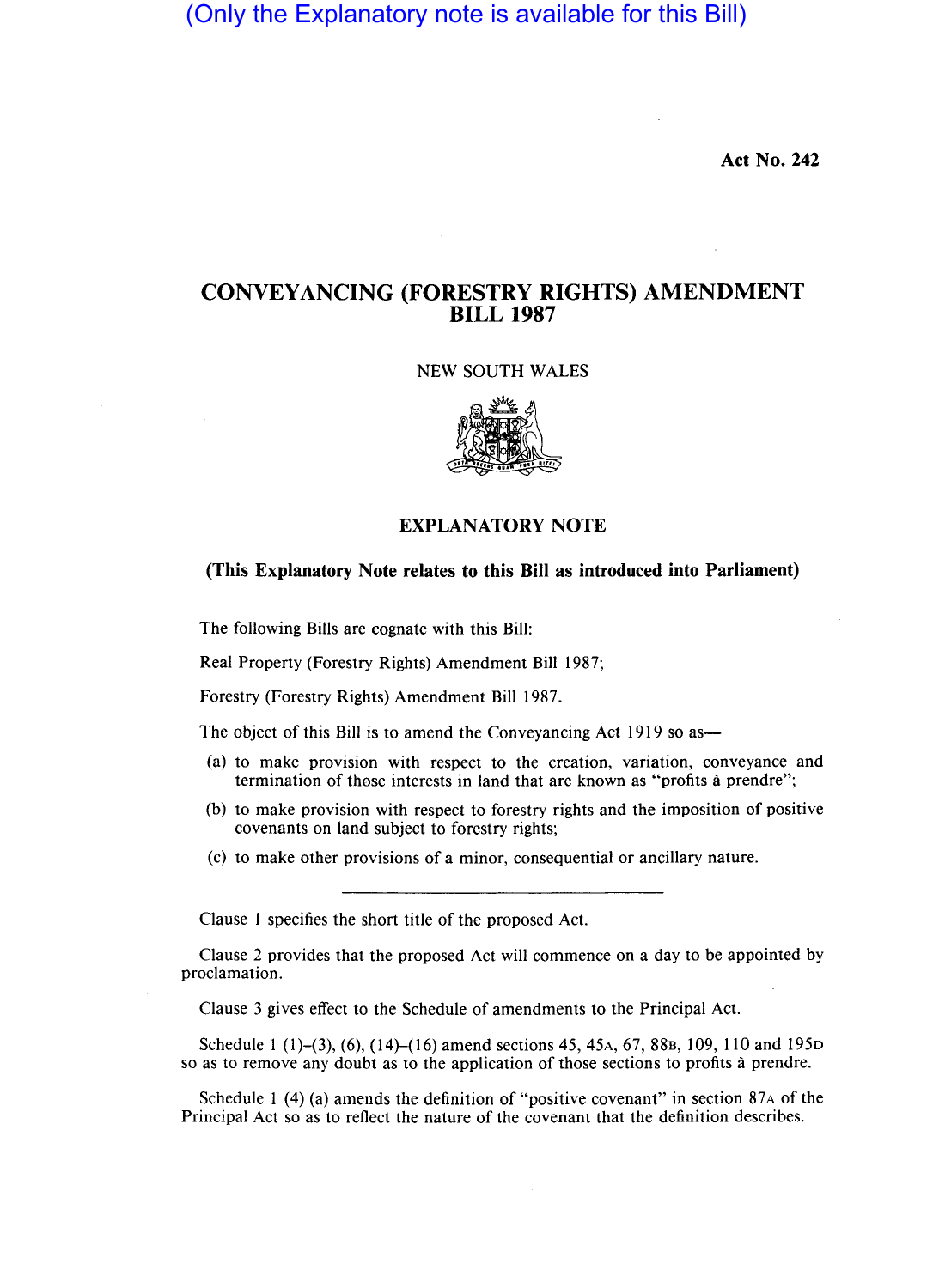(Only the Explanatory note is available for this Bill)

**Act No. 242**

# CONVEYANCING (FORESTRY RIGHTS) AMENDMENT BILL 1987

NEW SOUTH WALES

## EXPLANATORY NOTE

**(This Explanatory Note relates to this Bill as introduced into Parliament)**

The following Bills are cognate with this Bill:

Real Property (Forestry Rights) Amendment Bill 1987;

Forestry (Forestry Rights) Amendment Bill 1987.

The object of this Bill is to amend the Conveyancing Act 1919 so as—

(a) to make provision with respect to the creation, variation, conveyance and termination of those interests in land that are known as "profits à prendre";

(b) to make provision with respect to forestry rights and the imposition of positive covenants on land subject to forestry rights;

(c) to make other provisions of a minor, consequential or ancillary nature.

---

Clause 1 specifies the short title of the proposed Act.

Clause 2 provides that the proposed Act will commence on a day to be appointed by proclamation.

Clause 3 gives effect to the Schedule of amendments to the Principal Act.

Schedule 1 (1)–(3), (6), (14)–(16) amend sections 45, 45A, 67, 88B, 109, 110 and 195D so as to remove any doubt as to the application of those sections to profits à prendre.

Schedule 1 (4) (a) amends the definition of "positive covenant" in section 87A of the Principal Act so as to reflect the nature of the covenant that the definition describes.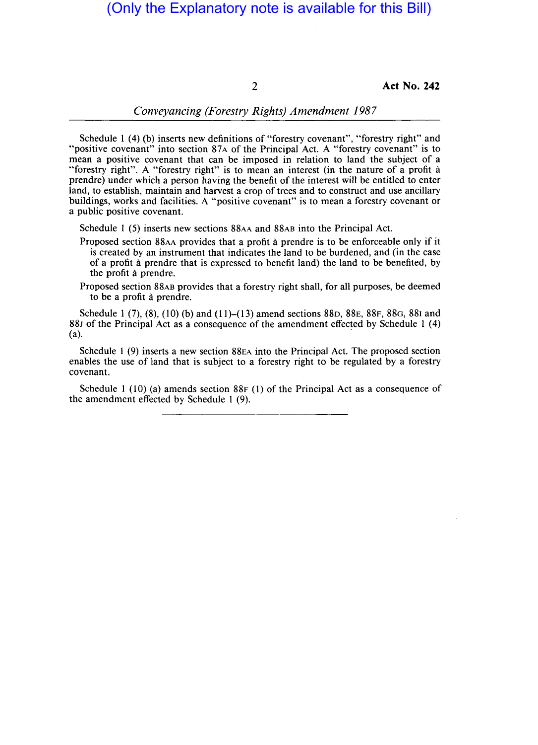(Only the Explanatory note is available for this Bill)

Schedule 1 (4) (b) inserts new definitions of "forestry covenant", "forestry right" and "positive covenant" into section 87A of the Principal Act. A "forestry covenant" is to mean a positive covenant that can be imposed in relation to land the subject of a "forestry right". A "forestry right" is to mean an interest (in the nature of a profit à prendre) under which a person having the benefit of the interest will be entitled to enter land, to establish, maintain and harvest a crop of trees and to construct and use ancillary buildings, works and facilities. A "positive covenant" is to mean a forestry covenant or a public positive covenant.

Schedule 1 (5) inserts new sections 88AA and 88AB into the Principal Act.

Proposed section 88AA provides that a profit à prendre is to be enforceable only if it is created by an instrument that indicates the land to be burdened, and (in the case of a profit à prendre that is expressed to benefit land) the land to be benefited, by the profit à prendre.

Proposed section 88AB provides that a forestry right shall, for all purposes, be deemed to be a profit à prendre.

Schedule 1 (7), (8), (10) (b) and (11)–(13) amend sections 88D, 88E, 88F, 88G, 88I and 88J of the Principal Act as a consequence of the amendment effected by Schedule 1 (4) (a).

Schedule 1 (9) inserts a new section 88EA into the Principal Act. The proposed section enables the use of land that is subject to a forestry right to be regulated by a forestry covenant.

Schedule 1 (10) (a) amends section 88F (1) of the Principal Act as a consequence of the amendment effected by Schedule 1 (9).